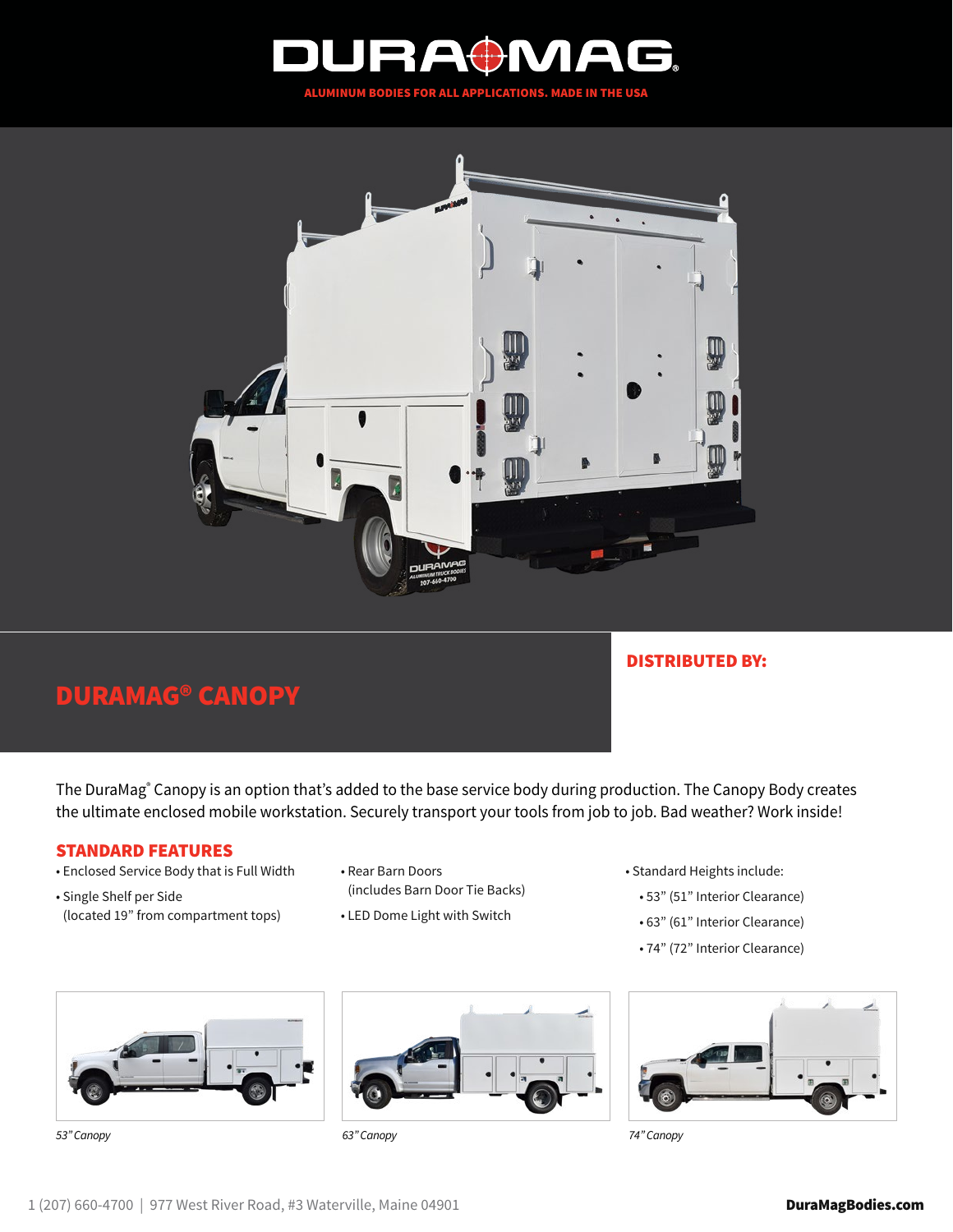# DURAMAG

ALUMINUM BODIES FOR ALL APPLICATIONS. MADE IN THE USA

## DURAMAG® CANOPY

**DISTRIBUTED BY:**

The DuraMag® Canopy is an option that's added to the base service body during production. The Canopy Body creates the ultimate enclosed mobile workstation. Securely transport your tools from job to job. Bad weather? Work inside!

### STANDARD FEATURES

- Enclosed Service Body that is Full Width
- Single Shelf per Side (located 19" from compartment tops)
- Rear Barn Doors (includes Barn Door Tie Backs)
- LED Dome Light with Switch
- Standard Heights include:
  - 53" (51" Interior Clearance)
  - 63" (61" Interior Clearance)
  - 74" (72" Interior Clearance)

*53" Canopy*

*63" Canopy*

*74" Canopy*

1 (207) 660-4700 | 977 West River Road, #3 Waterville, Maine 04901

**DuraMagBodies.com**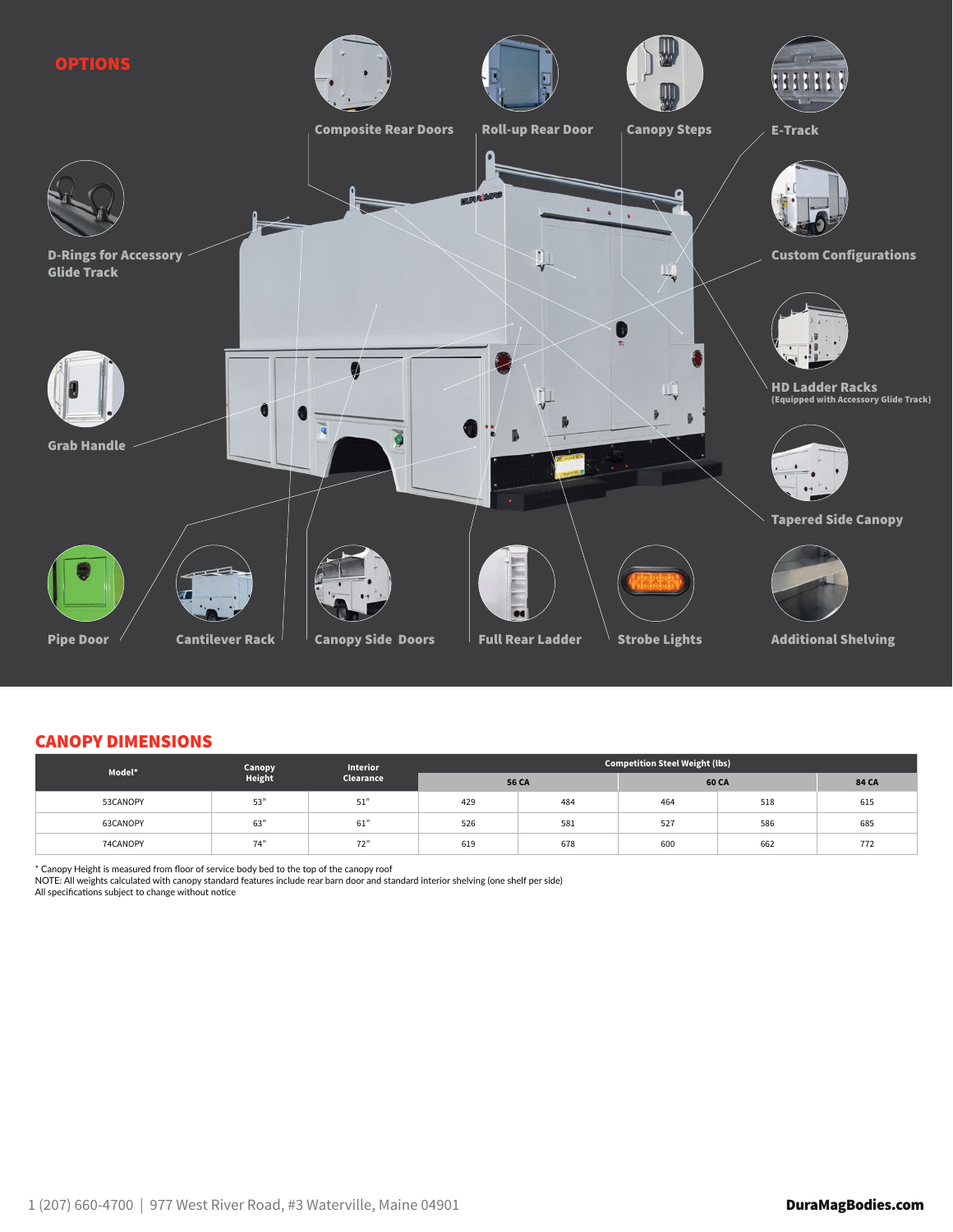## OPTIONS

Composite Rear Doors

Roll-up Rear Door

Canopy Steps

E-Track

D-Rings for Accessory Glide Track

Custom Configurations

HD Ladder Racks
(Equipped with Accessory Glide Track)

Grab Handle

Tapered Side Canopy

Pipe Door

Cantilever Rack

Canopy Side Doors

Full Rear Ladder

Strobe Lights

Additional Shelving

## CANOPY DIMENSIONS

| Model* | Canopy Height | Interior Clearance | Competition Steel Weight (lbs) | | | | |
|---|---|---|---|---|---|---|---|
| | | | 56 CA | | 60 CA | | 84 CA |
| 53CANOPY | 53" | 51" | 429 | 484 | 464 | 518 | 615 |
| 63CANOPY | 63" | 61" | 526 | 581 | 527 | 586 | 685 |
| 74CANOPY | 74" | 72" | 619 | 678 | 600 | 662 | 772 |

* Canopy Height is measured from floor of service body bed to the top of the canopy roof
NOTE: All weights calculated with canopy standard features include rear barn door and standard interior shelving (one shelf per side)
All specifications subject to change without notice

1 (207) 660-4700 | 977 West River Road, #3 Waterville, Maine 04901

**DuraMagBodies.com**